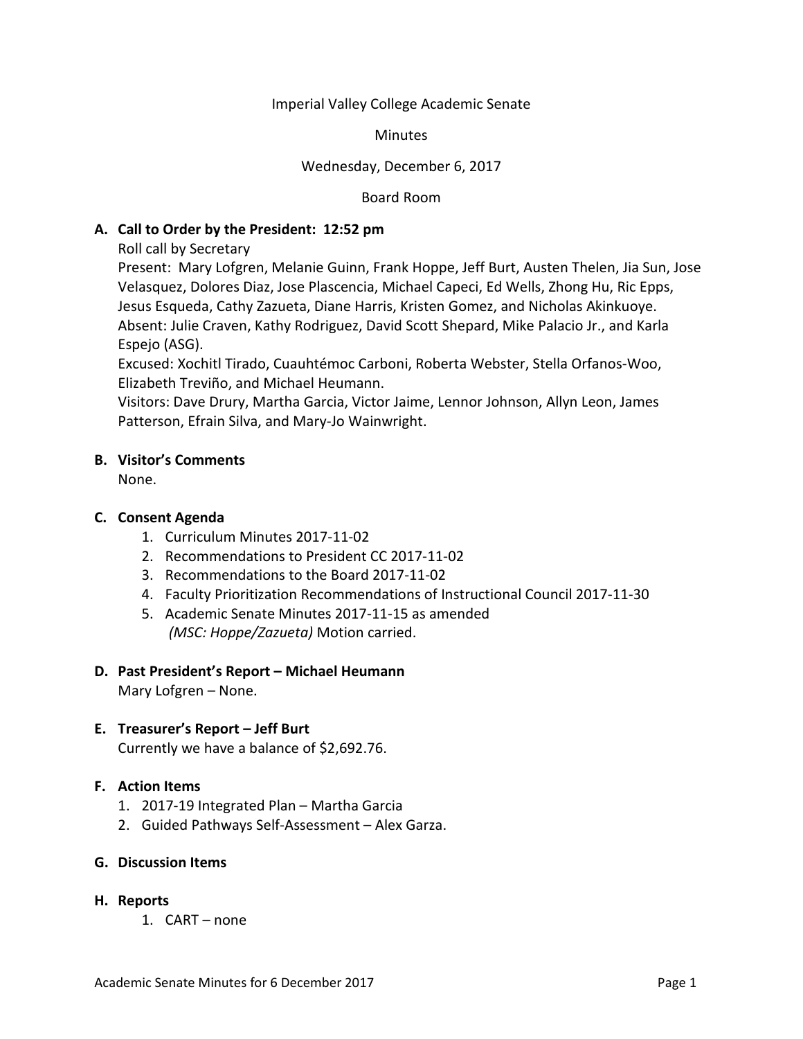Imperial Valley College Academic Senate

Minutes

Wednesday, December 6, 2017

Board Room

**A. Call to Order by the President: 12:52 pm**

Roll call by Secretary

Present: Mary Lofgren, Melanie Guinn, Frank Hoppe, Jeff Burt, Austen Thelen, Jia Sun, Jose Velasquez, Dolores Diaz, Jose Plascencia, Michael Capeci, Ed Wells, Zhong Hu, Ric Epps, Jesus Esqueda, Cathy Zazueta, Diane Harris, Kristen Gomez, and Nicholas Akinkuoye.

Absent: Julie Craven, Kathy Rodriguez, David Scott Shepard, Mike Palacio Jr., and Karla Espejo (ASG).

Excused: Xochitl Tirado, Cuauhtémoc Carboni, Roberta Webster, Stella Orfanos-Woo, Elizabeth Treviño, and Michael Heumann.

Visitors: Dave Drury, Martha Garcia, Victor Jaime, Lennor Johnson, Allyn Leon, James Patterson, Efrain Silva, and Mary-Jo Wainwright.

**B. Visitor's Comments**

None.

**C. Consent Agenda**

1. Curriculum Minutes 2017-11-02
2. Recommendations to President CC 2017-11-02
3. Recommendations to the Board 2017-11-02
4. Faculty Prioritization Recommendations of Instructional Council 2017-11-30
5. Academic Senate Minutes 2017-11-15 as amended
   *(MSC: Hoppe/Zazueta)* Motion carried.

**D. Past President's Report – Michael Heumann**

Mary Lofgren – None.

**E. Treasurer's Report – Jeff Burt**

Currently we have a balance of $2,692.76.

**F. Action Items**

1. 2017-19 Integrated Plan – Martha Garcia
2. Guided Pathways Self-Assessment – Alex Garza.

**G. Discussion Items**

**H. Reports**

1. CART – none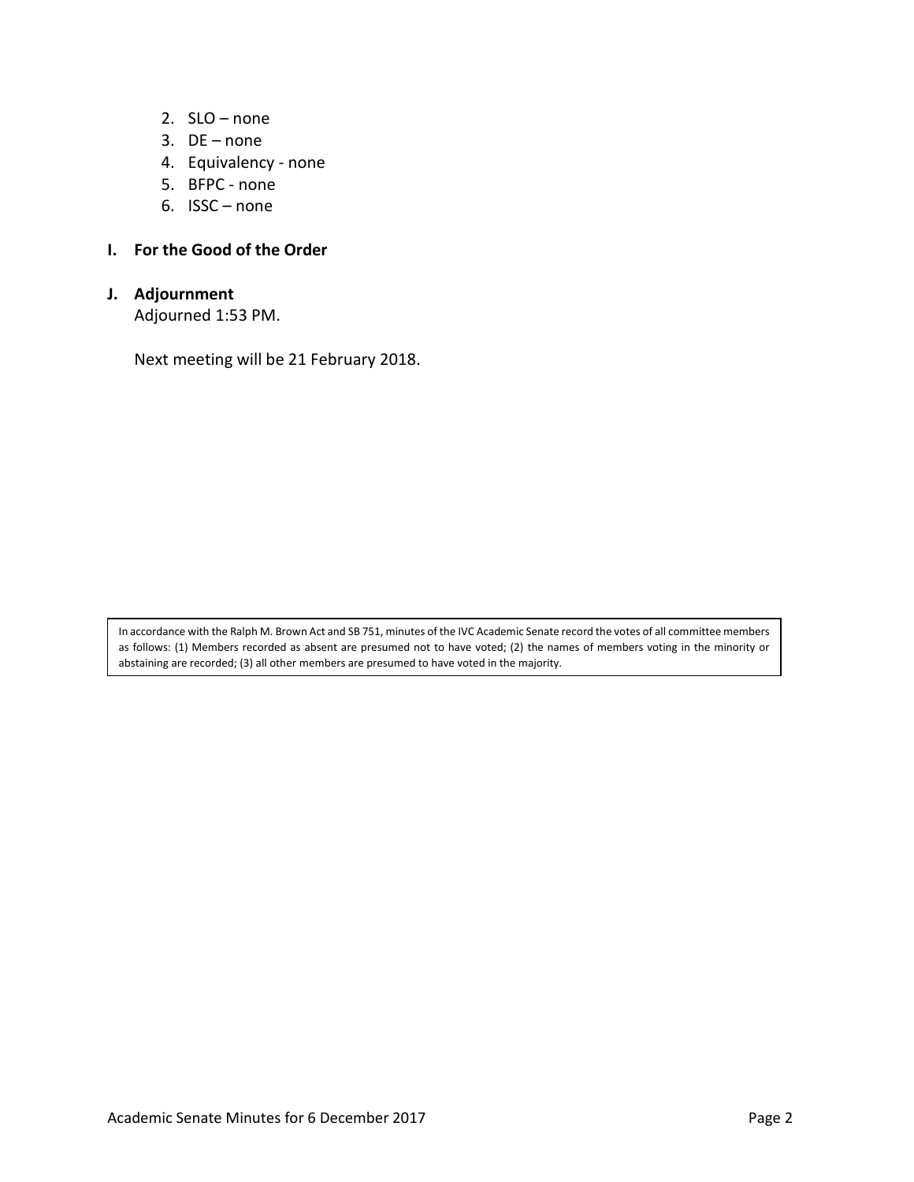2. SLO – none
3. DE – none
4. Equivalency - none
5. BFPC - none
6. ISSC – none

## I. For the Good of the Order

## J. Adjournment

Adjourned 1:53 PM.

Next meeting will be 21 February 2018.

In accordance with the Ralph M. Brown Act and SB 751, minutes of the IVC Academic Senate record the votes of all committee members as follows: (1) Members recorded as absent are presumed not to have voted; (2) the names of members voting in the minority or abstaining are recorded; (3) all other members are presumed to have voted in the majority.